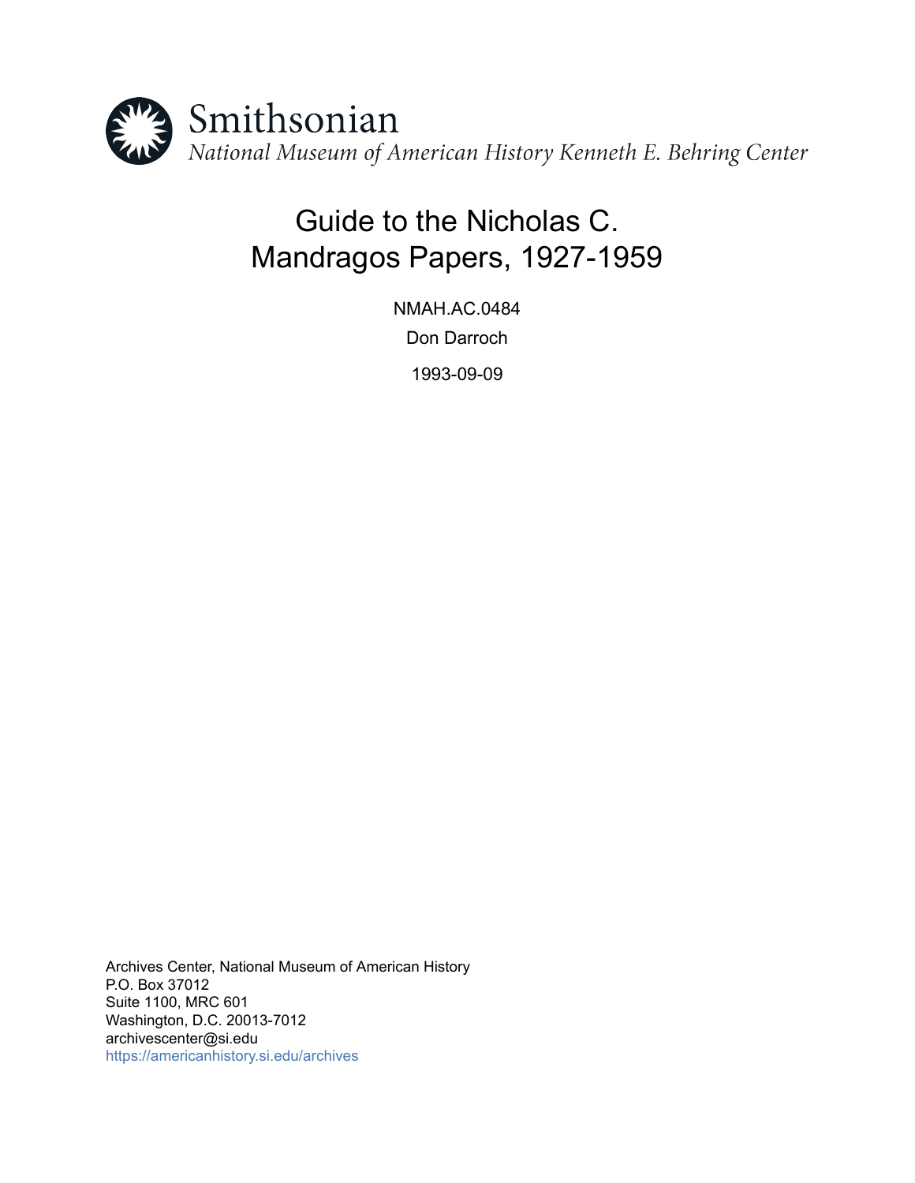Smithsonian

*National Museum of American History Kenneth E. Behring Center*

# Guide to the Nicholas C. Mandragos Papers, 1927-1959

NMAH.AC.0484

Don Darroch

1993-09-09

Archives Center, National Museum of American History
P.O. Box 37012
Suite 1100, MRC 601
Washington, D.C. 20013-7012
archivescenter@si.edu
https://americanhistory.si.edu/archives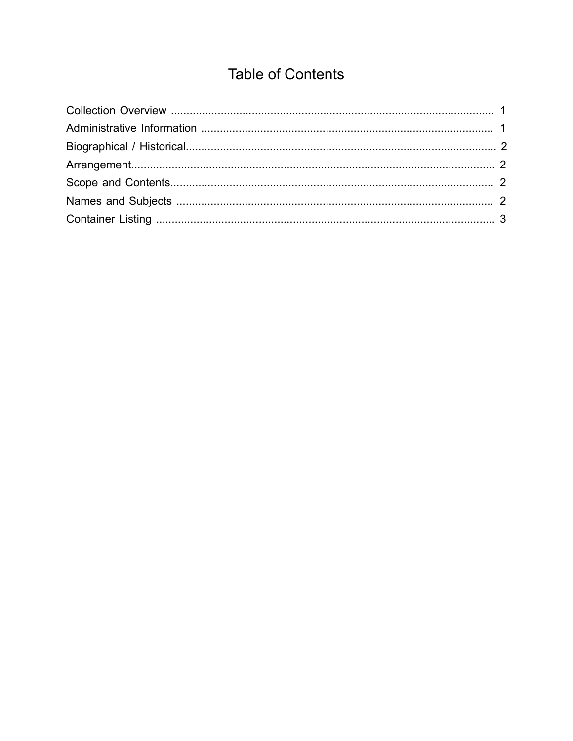# Table of Contents

Collection Overview ........................................................................................................ 1
Administrative Information .............................................................................................. 1
Biographical / Historical.................................................................................................... 2
Arrangement...................................................................................................................... 2
Scope and Contents........................................................................................................... 2
Names and Subjects ......................................................................................................... 2
Container Listing ............................................................................................................... 3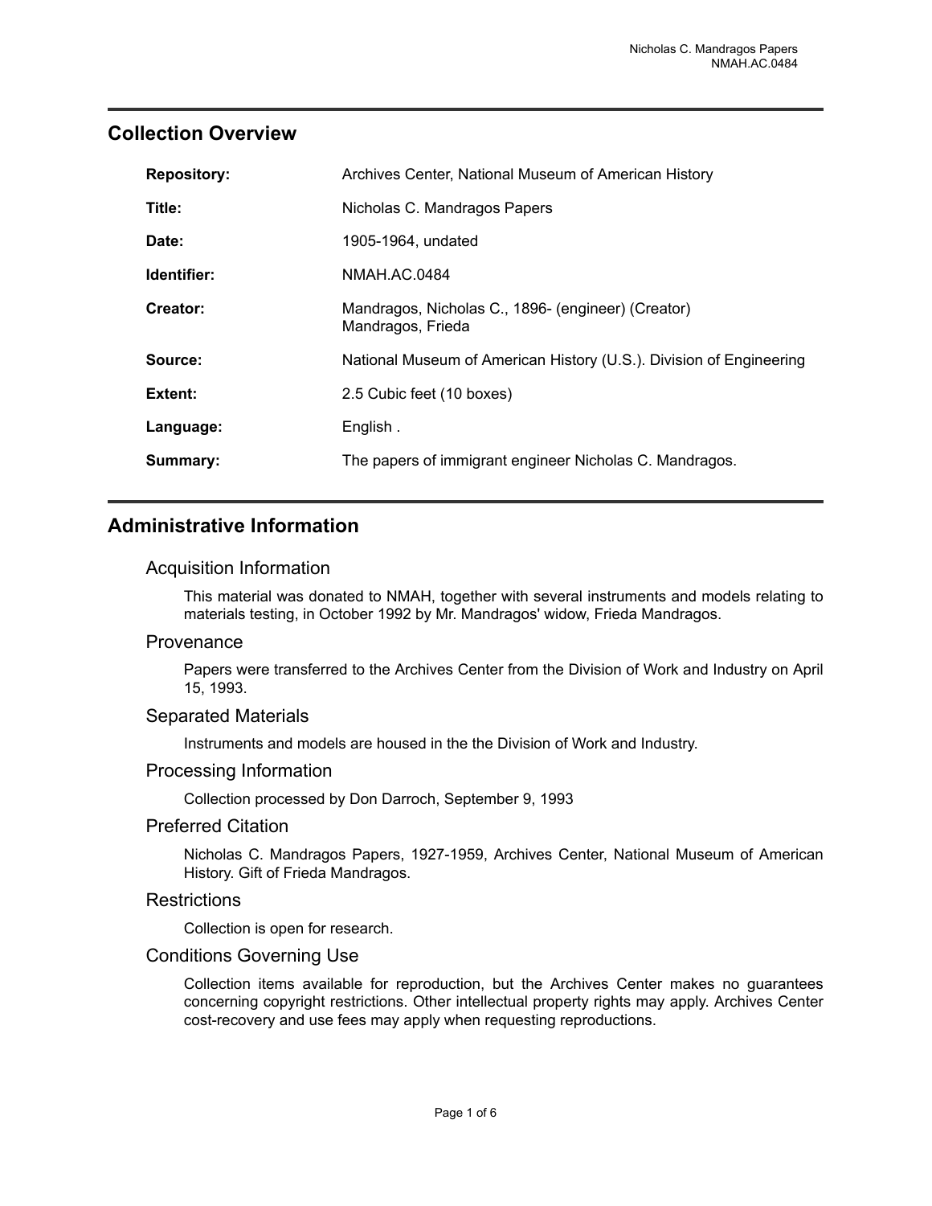## Collection Overview

| | |
|---|---|
| **Repository:** | Archives Center, National Museum of American History |
| **Title:** | Nicholas C. Mandragos Papers |
| **Date:** | 1905-1964, undated |
| **Identifier:** | NMAH.AC.0484 |
| **Creator:** | Mandragos, Nicholas C., 1896- (engineer) (Creator) Mandragos, Frieda |
| **Source:** | National Museum of American History (U.S.). Division of Engineering |
| **Extent:** | 2.5 Cubic feet (10 boxes) |
| **Language:** | English . |
| **Summary:** | The papers of immigrant engineer Nicholas C. Mandragos. |

## Administrative Information

### Acquisition Information

This material was donated to NMAH, together with several instruments and models relating to materials testing, in October 1992 by Mr. Mandragos' widow, Frieda Mandragos.

### Provenance

Papers were transferred to the Archives Center from the Division of Work and Industry on April 15, 1993.

### Separated Materials

Instruments and models are housed in the the Division of Work and Industry.

### Processing Information

Collection processed by Don Darroch, September 9, 1993

### Preferred Citation

Nicholas C. Mandragos Papers, 1927-1959, Archives Center, National Museum of American History. Gift of Frieda Mandragos.

### Restrictions

Collection is open for research.

### Conditions Governing Use

Collection items available for reproduction, but the Archives Center makes no guarantees concerning copyright restrictions. Other intellectual property rights may apply. Archives Center cost-recovery and use fees may apply when requesting reproductions.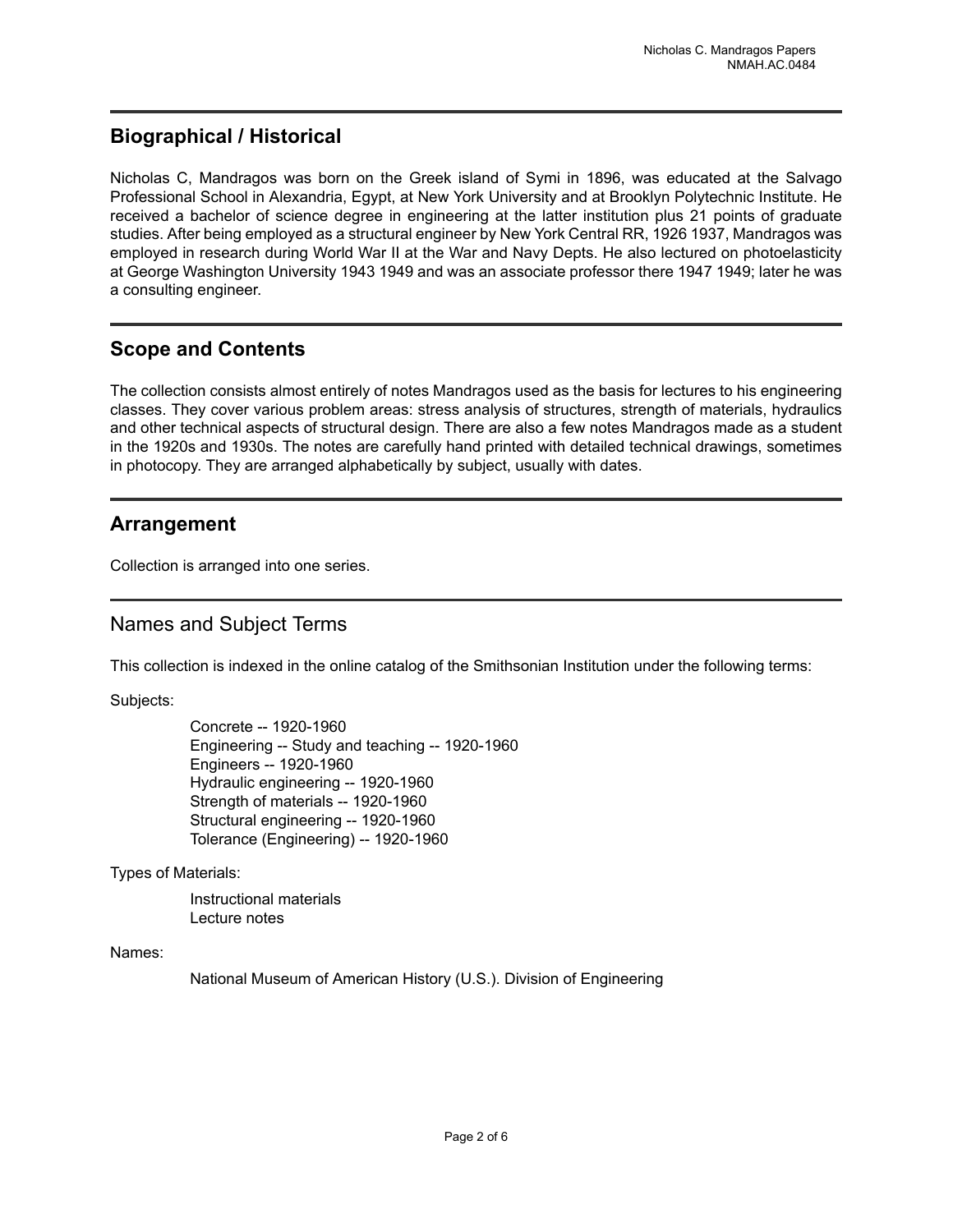## Biographical / Historical

Nicholas C, Mandragos was born on the Greek island of Symi in 1896, was educated at the Salvago Professional School in Alexandria, Egypt, at New York University and at Brooklyn Polytechnic Institute. He received a bachelor of science degree in engineering at the latter institution plus 21 points of graduate studies. After being employed as a structural engineer by New York Central RR, 1926 1937, Mandragos was employed in research during World War II at the War and Navy Depts. He also lectured on photoelasticity at George Washington University 1943 1949 and was an associate professor there 1947 1949; later he was a consulting engineer.

## Scope and Contents

The collection consists almost entirely of notes Mandragos used as the basis for lectures to his engineering classes. They cover various problem areas: stress analysis of structures, strength of materials, hydraulics and other technical aspects of structural design. There are also a few notes Mandragos made as a student in the 1920s and 1930s. The notes are carefully hand printed with detailed technical drawings, sometimes in photocopy. They are arranged alphabetically by subject, usually with dates.

## Arrangement

Collection is arranged into one series.

## Names and Subject Terms

This collection is indexed in the online catalog of the Smithsonian Institution under the following terms:

Subjects:

- Concrete -- 1920-1960
- Engineering -- Study and teaching -- 1920-1960
- Engineers -- 1920-1960
- Hydraulic engineering -- 1920-1960
- Strength of materials -- 1920-1960
- Structural engineering -- 1920-1960
- Tolerance (Engineering) -- 1920-1960

Types of Materials:

- Instructional materials
- Lecture notes

Names:

- National Museum of American History (U.S.). Division of Engineering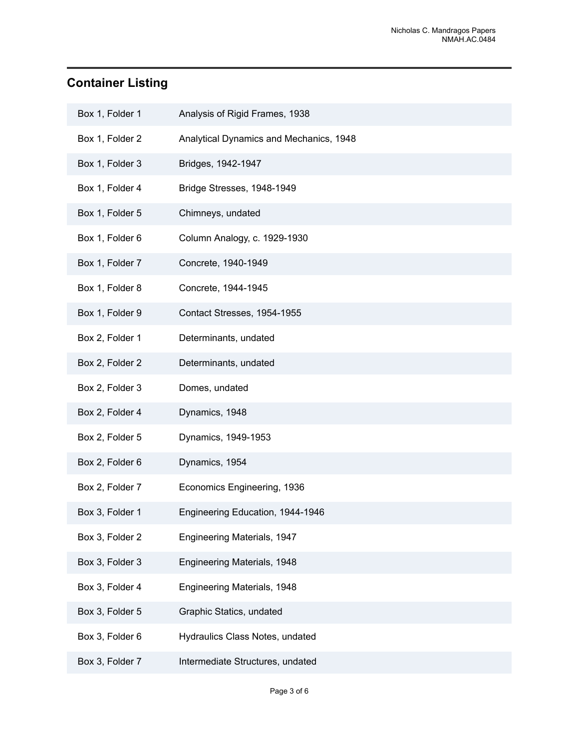## Container Listing

| | |
|---|---|
| Box 1, Folder 1 | Analysis of Rigid Frames, 1938 |
| Box 1, Folder 2 | Analytical Dynamics and Mechanics, 1948 |
| Box 1, Folder 3 | Bridges, 1942-1947 |
| Box 1, Folder 4 | Bridge Stresses, 1948-1949 |
| Box 1, Folder 5 | Chimneys, undated |
| Box 1, Folder 6 | Column Analogy, c. 1929-1930 |
| Box 1, Folder 7 | Concrete, 1940-1949 |
| Box 1, Folder 8 | Concrete, 1944-1945 |
| Box 1, Folder 9 | Contact Stresses, 1954-1955 |
| Box 2, Folder 1 | Determinants, undated |
| Box 2, Folder 2 | Determinants, undated |
| Box 2, Folder 3 | Domes, undated |
| Box 2, Folder 4 | Dynamics, 1948 |
| Box 2, Folder 5 | Dynamics, 1949-1953 |
| Box 2, Folder 6 | Dynamics, 1954 |
| Box 2, Folder 7 | Economics Engineering, 1936 |
| Box 3, Folder 1 | Engineering Education, 1944-1946 |
| Box 3, Folder 2 | Engineering Materials, 1947 |
| Box 3, Folder 3 | Engineering Materials, 1948 |
| Box 3, Folder 4 | Engineering Materials, 1948 |
| Box 3, Folder 5 | Graphic Statics, undated |
| Box 3, Folder 6 | Hydraulics Class Notes, undated |
| Box 3, Folder 7 | Intermediate Structures, undated |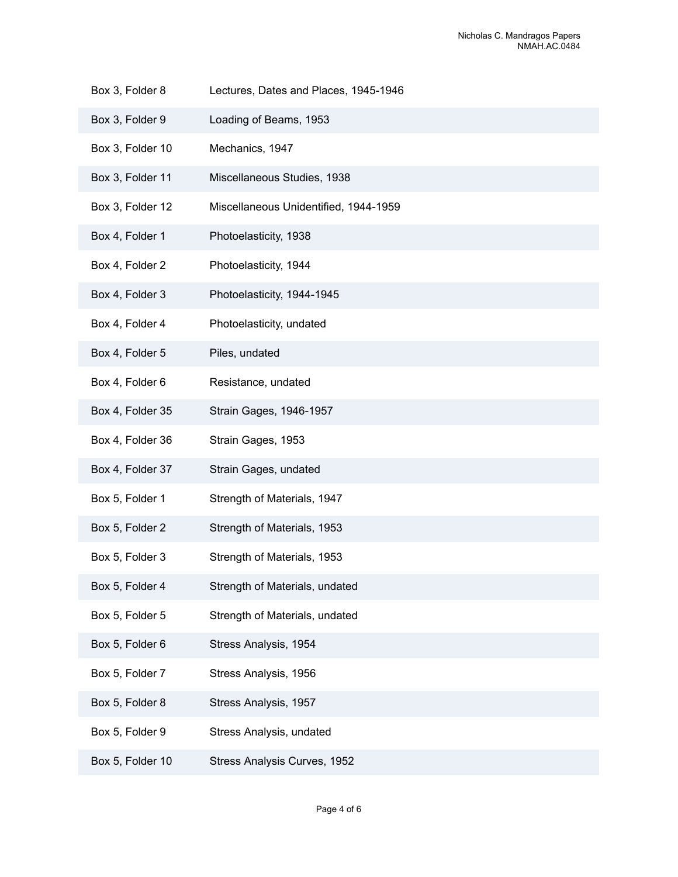| | |
|---|---|
| Box 3, Folder 8 | Lectures, Dates and Places, 1945-1946 |
| Box 3, Folder 9 | Loading of Beams, 1953 |
| Box 3, Folder 10 | Mechanics, 1947 |
| Box 3, Folder 11 | Miscellaneous Studies, 1938 |
| Box 3, Folder 12 | Miscellaneous Unidentified, 1944-1959 |
| Box 4, Folder 1 | Photoelasticity, 1938 |
| Box 4, Folder 2 | Photoelasticity, 1944 |
| Box 4, Folder 3 | Photoelasticity, 1944-1945 |
| Box 4, Folder 4 | Photoelasticity, undated |
| Box 4, Folder 5 | Piles, undated |
| Box 4, Folder 6 | Resistance, undated |
| Box 4, Folder 35 | Strain Gages, 1946-1957 |
| Box 4, Folder 36 | Strain Gages, 1953 |
| Box 4, Folder 37 | Strain Gages, undated |
| Box 5, Folder 1 | Strength of Materials, 1947 |
| Box 5, Folder 2 | Strength of Materials, 1953 |
| Box 5, Folder 3 | Strength of Materials, 1953 |
| Box 5, Folder 4 | Strength of Materials, undated |
| Box 5, Folder 5 | Strength of Materials, undated |
| Box 5, Folder 6 | Stress Analysis, 1954 |
| Box 5, Folder 7 | Stress Analysis, 1956 |
| Box 5, Folder 8 | Stress Analysis, 1957 |
| Box 5, Folder 9 | Stress Analysis, undated |
| Box 5, Folder 10 | Stress Analysis Curves, 1952 |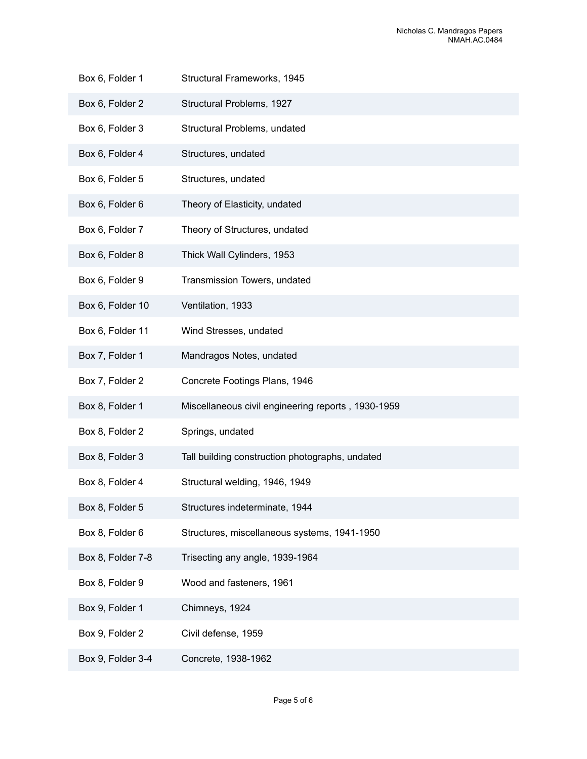| | |
|---|---|
| Box 6, Folder 1 | Structural Frameworks, 1945 |
| Box 6, Folder 2 | Structural Problems, 1927 |
| Box 6, Folder 3 | Structural Problems, undated |
| Box 6, Folder 4 | Structures, undated |
| Box 6, Folder 5 | Structures, undated |
| Box 6, Folder 6 | Theory of Elasticity, undated |
| Box 6, Folder 7 | Theory of Structures, undated |
| Box 6, Folder 8 | Thick Wall Cylinders, 1953 |
| Box 6, Folder 9 | Transmission Towers, undated |
| Box 6, Folder 10 | Ventilation, 1933 |
| Box 6, Folder 11 | Wind Stresses, undated |
| Box 7, Folder 1 | Mandragos Notes, undated |
| Box 7, Folder 2 | Concrete Footings Plans, 1946 |
| Box 8, Folder 1 | Miscellaneous civil engineering reports , 1930-1959 |
| Box 8, Folder 2 | Springs, undated |
| Box 8, Folder 3 | Tall building construction photographs, undated |
| Box 8, Folder 4 | Structural welding, 1946, 1949 |
| Box 8, Folder 5 | Structures indeterminate, 1944 |
| Box 8, Folder 6 | Structures, miscellaneous systems, 1941-1950 |
| Box 8, Folder 7-8 | Trisecting any angle, 1939-1964 |
| Box 8, Folder 9 | Wood and fasteners, 1961 |
| Box 9, Folder 1 | Chimneys, 1924 |
| Box 9, Folder 2 | Civil defense, 1959 |
| Box 9, Folder 3-4 | Concrete, 1938-1962 |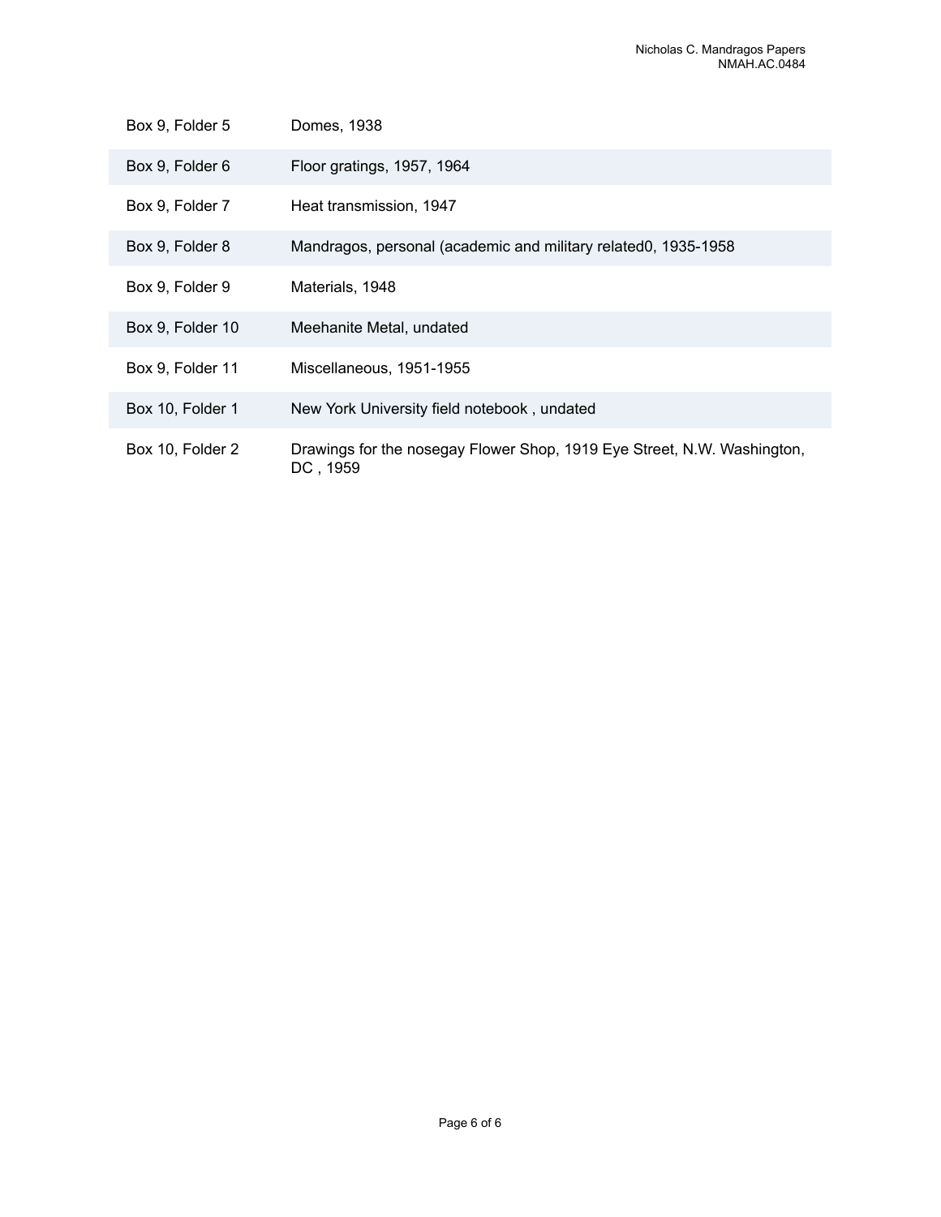| | |
|---|---|
| Box 9, Folder 5 | Domes, 1938 |
| Box 9, Folder 6 | Floor gratings, 1957, 1964 |
| Box 9, Folder 7 | Heat transmission, 1947 |
| Box 9, Folder 8 | Mandragos, personal (academic and military related0, 1935-1958 |
| Box 9, Folder 9 | Materials, 1948 |
| Box 9, Folder 10 | Meehanite Metal, undated |
| Box 9, Folder 11 | Miscellaneous, 1951-1955 |
| Box 10, Folder 1 | New York University field notebook , undated |
| Box 10, Folder 2 | Drawings for the nosegay Flower Shop, 1919 Eye Street, N.W. Washington, DC , 1959 |